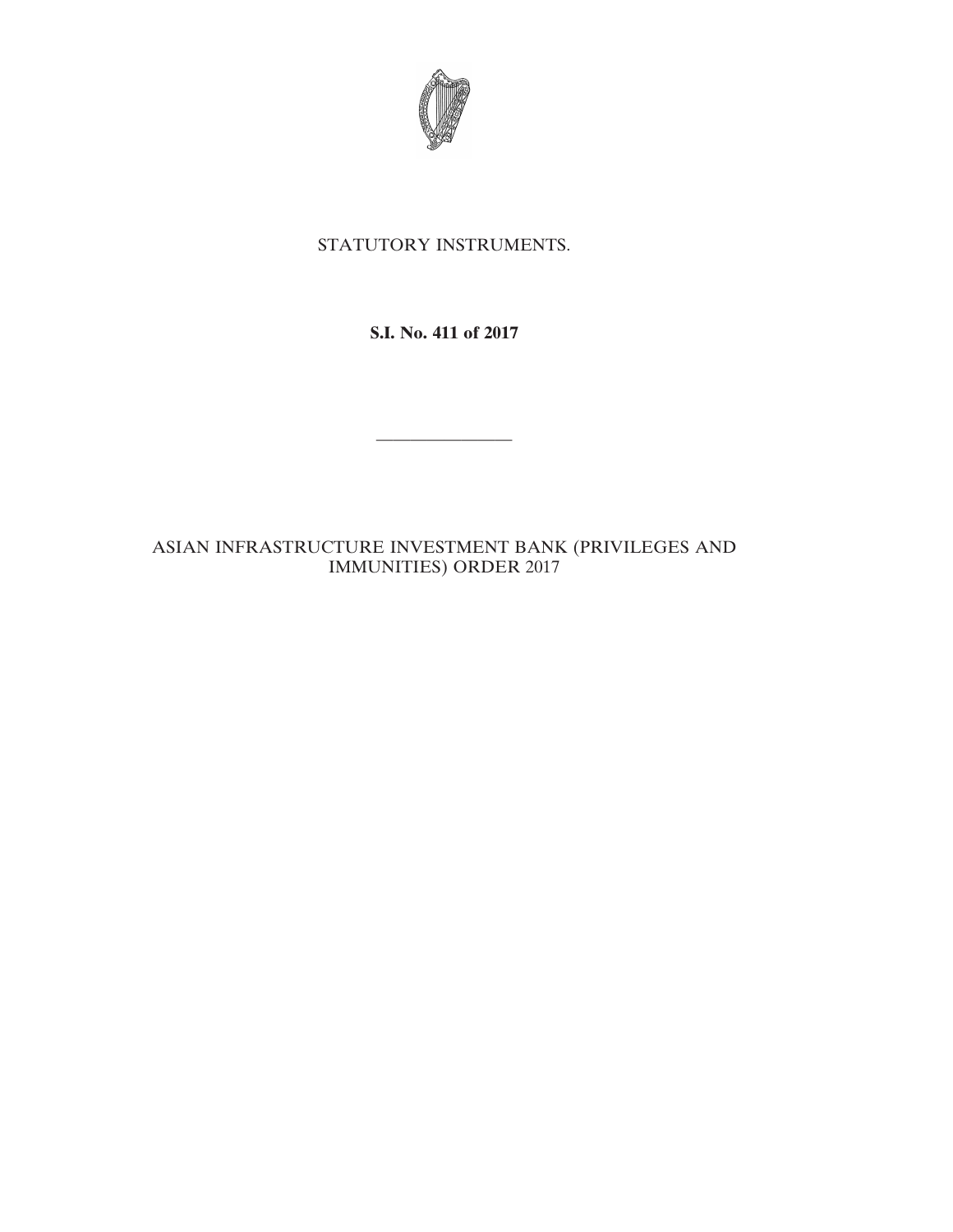STATUTORY INSTRUMENTS.

**S.I. No. 411 of 2017**

---

ASIAN INFRASTRUCTURE INVESTMENT BANK (PRIVILEGES AND IMMUNITIES) ORDER 2017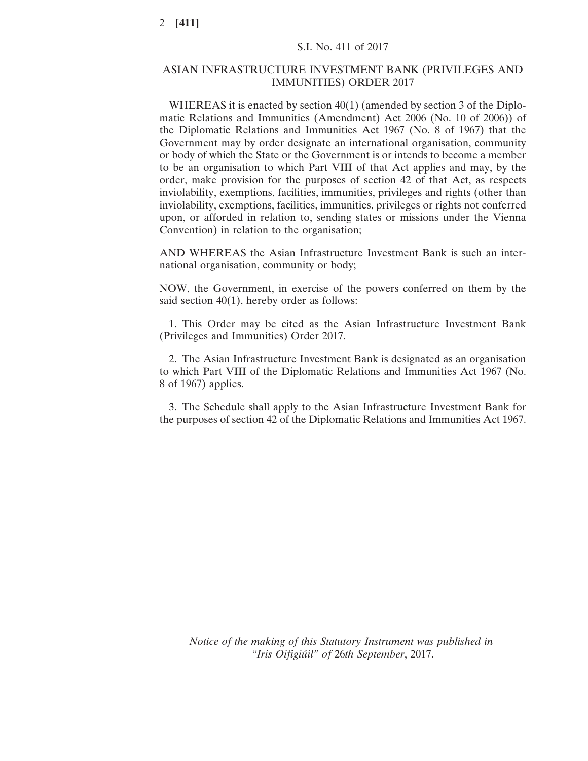S.I. No. 411 of 2017

## ASIAN INFRASTRUCTURE INVESTMENT BANK (PRIVILEGES AND IMMUNITIES) ORDER 2017

WHEREAS it is enacted by section 40(1) (amended by section 3 of the Diplomatic Relations and Immunities (Amendment) Act 2006 (No. 10 of 2006)) of the Diplomatic Relations and Immunities Act 1967 (No. 8 of 1967) that the Government may by order designate an international organisation, community or body of which the State or the Government is or intends to become a member to be an organisation to which Part VIII of that Act applies and may, by the order, make provision for the purposes of section 42 of that Act, as respects inviolability, exemptions, facilities, immunities, privileges and rights (other than inviolability, exemptions, facilities, immunities, privileges or rights not conferred upon, or afforded in relation to, sending states or missions under the Vienna Convention) in relation to the organisation;

AND WHEREAS the Asian Infrastructure Investment Bank is such an international organisation, community or body;

NOW, the Government, in exercise of the powers conferred on them by the said section 40(1), hereby order as follows:

1. This Order may be cited as the Asian Infrastructure Investment Bank (Privileges and Immunities) Order 2017.

2. The Asian Infrastructure Investment Bank is designated as an organisation to which Part VIII of the Diplomatic Relations and Immunities Act 1967 (No. 8 of 1967) applies.

3. The Schedule shall apply to the Asian Infrastructure Investment Bank for the purposes of section 42 of the Diplomatic Relations and Immunities Act 1967.

*Notice of the making of this Statutory Instrument was published in "Iris Oifigiúil" of 26th September*, 2017.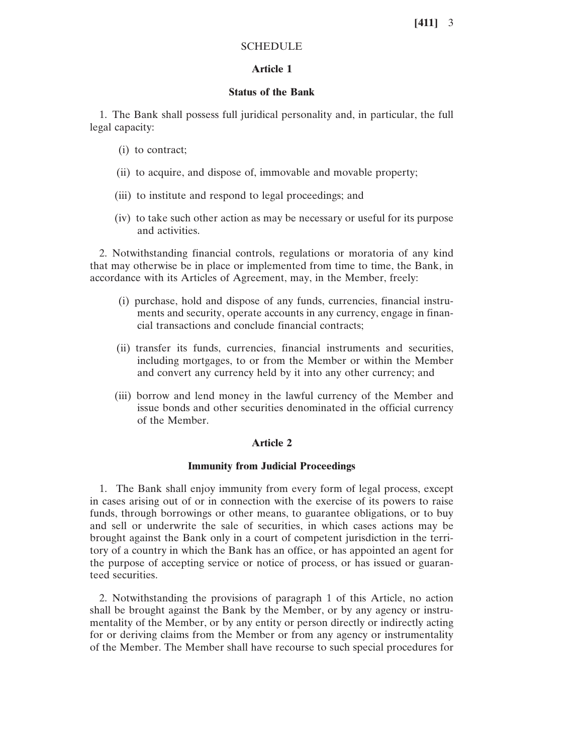## SCHEDULE

### Article 1

### Status of the Bank

1. The Bank shall possess full juridical personality and, in particular, the full legal capacity:

(i) to contract;

(ii) to acquire, and dispose of, immovable and movable property;

(iii) to institute and respond to legal proceedings; and

(iv) to take such other action as may be necessary or useful for its purpose and activities.

2. Notwithstanding financial controls, regulations or moratoria of any kind that may otherwise be in place or implemented from time to time, the Bank, in accordance with its Articles of Agreement, may, in the Member, freely:

(i) purchase, hold and dispose of any funds, currencies, financial instruments and security, operate accounts in any currency, engage in financial transactions and conclude financial contracts;

(ii) transfer its funds, currencies, financial instruments and securities, including mortgages, to or from the Member or within the Member and convert any currency held by it into any other currency; and

(iii) borrow and lend money in the lawful currency of the Member and issue bonds and other securities denominated in the official currency of the Member.

### Article 2

### Immunity from Judicial Proceedings

1. The Bank shall enjoy immunity from every form of legal process, except in cases arising out of or in connection with the exercise of its powers to raise funds, through borrowings or other means, to guarantee obligations, or to buy and sell or underwrite the sale of securities, in which cases actions may be brought against the Bank only in a court of competent jurisdiction in the territory of a country in which the Bank has an office, or has appointed an agent for the purpose of accepting service or notice of process, or has issued or guaranteed securities.

2. Notwithstanding the provisions of paragraph 1 of this Article, no action shall be brought against the Bank by the Member, or by any agency or instrumentality of the Member, or by any entity or person directly or indirectly acting for or deriving claims from the Member or from any agency or instrumentality of the Member. The Member shall have recourse to such special procedures for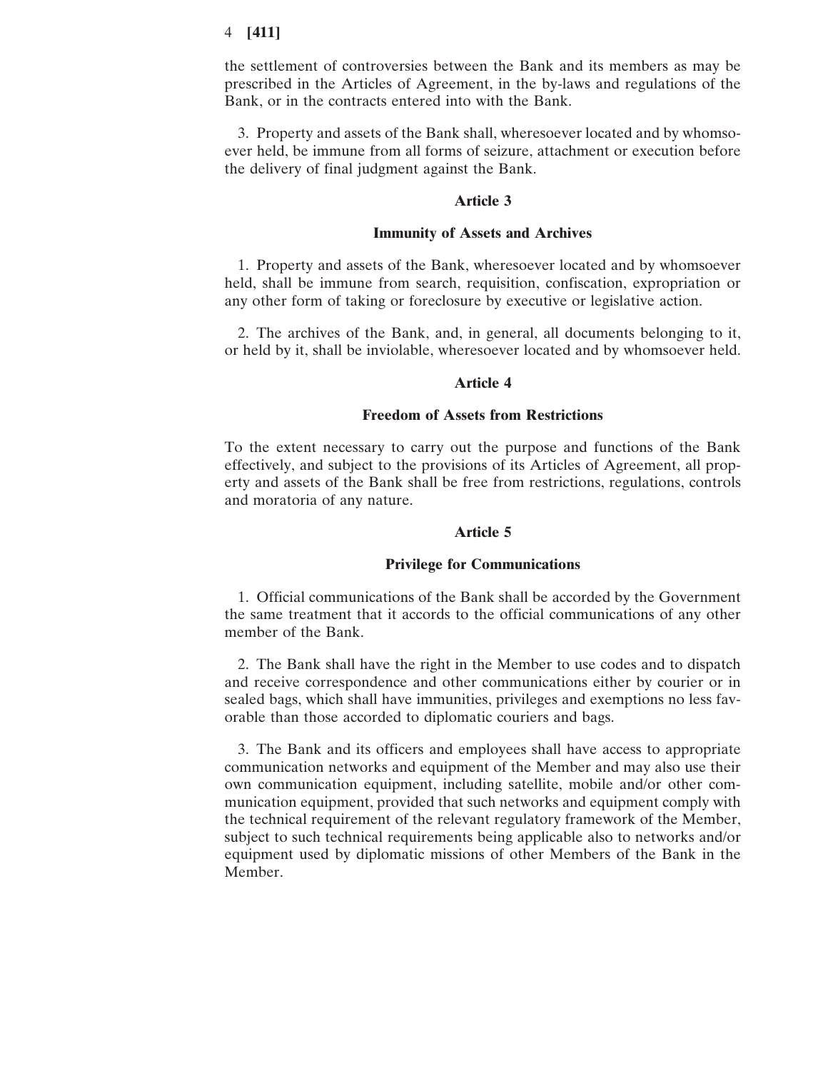the settlement of controversies between the Bank and its members as may be prescribed in the Articles of Agreement, in the by-laws and regulations of the Bank, or in the contracts entered into with the Bank.

3. Property and assets of the Bank shall, wheresoever located and by whomsoever held, be immune from all forms of seizure, attachment or execution before the delivery of final judgment against the Bank.

### Article 3

### Immunity of Assets and Archives

1. Property and assets of the Bank, wheresoever located and by whomsoever held, shall be immune from search, requisition, confiscation, expropriation or any other form of taking or foreclosure by executive or legislative action.

2. The archives of the Bank, and, in general, all documents belonging to it, or held by it, shall be inviolable, wheresoever located and by whomsoever held.

### Article 4

### Freedom of Assets from Restrictions

To the extent necessary to carry out the purpose and functions of the Bank effectively, and subject to the provisions of its Articles of Agreement, all property and assets of the Bank shall be free from restrictions, regulations, controls and moratoria of any nature.

### Article 5

### Privilege for Communications

1. Official communications of the Bank shall be accorded by the Government the same treatment that it accords to the official communications of any other member of the Bank.

2. The Bank shall have the right in the Member to use codes and to dispatch and receive correspondence and other communications either by courier or in sealed bags, which shall have immunities, privileges and exemptions no less favorable than those accorded to diplomatic couriers and bags.

3. The Bank and its officers and employees shall have access to appropriate communication networks and equipment of the Member and may also use their own communication equipment, including satellite, mobile and/or other communication equipment, provided that such networks and equipment comply with the technical requirement of the relevant regulatory framework of the Member, subject to such technical requirements being applicable also to networks and/or equipment used by diplomatic missions of other Members of the Bank in the Member.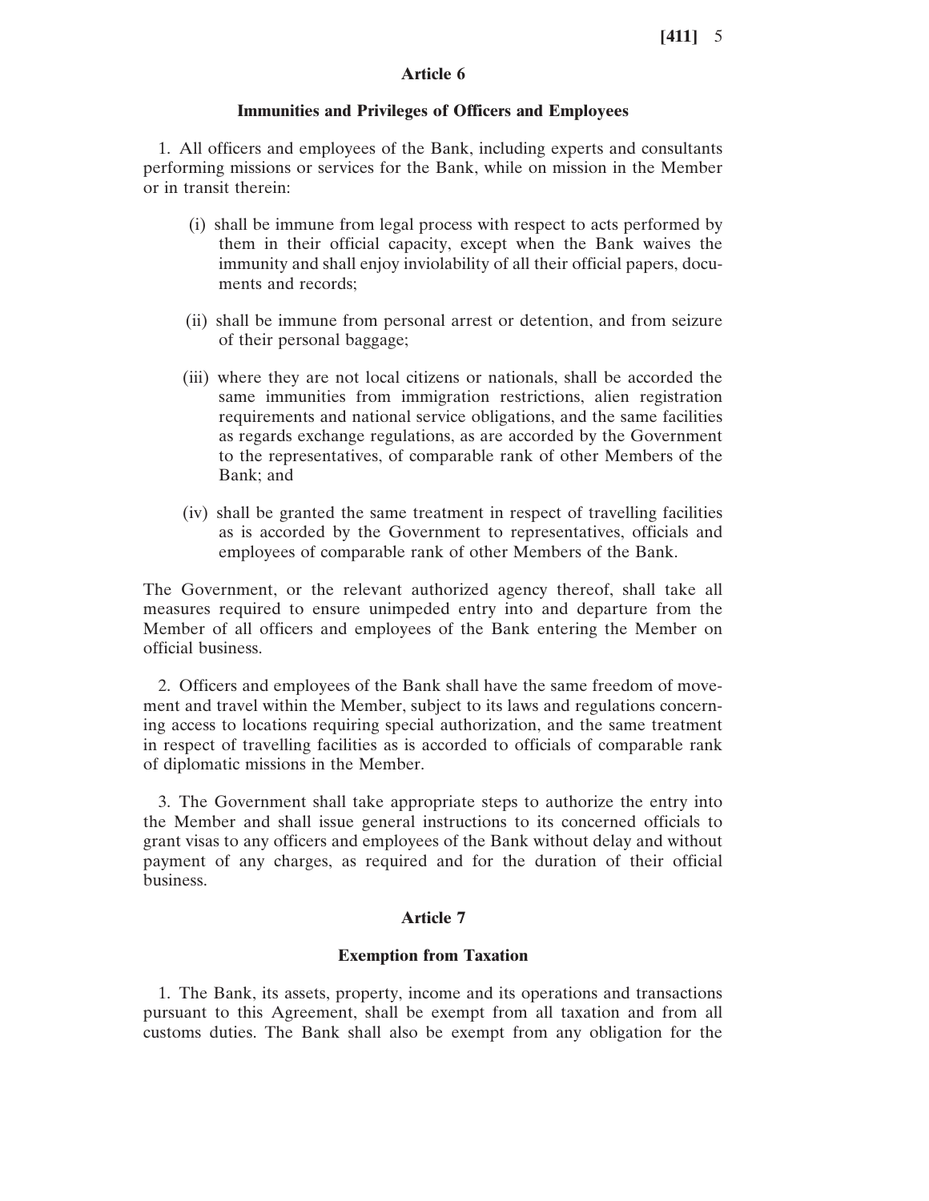## Article 6

### Immunities and Privileges of Officers and Employees

1. All officers and employees of the Bank, including experts and consultants performing missions or services for the Bank, while on mission in the Member or in transit therein:

(i) shall be immune from legal process with respect to acts performed by them in their official capacity, except when the Bank waives the immunity and shall enjoy inviolability of all their official papers, documents and records;

(ii) shall be immune from personal arrest or detention, and from seizure of their personal baggage;

(iii) where they are not local citizens or nationals, shall be accorded the same immunities from immigration restrictions, alien registration requirements and national service obligations, and the same facilities as regards exchange regulations, as are accorded by the Government to the representatives, of comparable rank of other Members of the Bank; and

(iv) shall be granted the same treatment in respect of travelling facilities as is accorded by the Government to representatives, officials and employees of comparable rank of other Members of the Bank.

The Government, or the relevant authorized agency thereof, shall take all measures required to ensure unimpeded entry into and departure from the Member of all officers and employees of the Bank entering the Member on official business.

2. Officers and employees of the Bank shall have the same freedom of movement and travel within the Member, subject to its laws and regulations concerning access to locations requiring special authorization, and the same treatment in respect of travelling facilities as is accorded to officials of comparable rank of diplomatic missions in the Member.

3. The Government shall take appropriate steps to authorize the entry into the Member and shall issue general instructions to its concerned officials to grant visas to any officers and employees of the Bank without delay and without payment of any charges, as required and for the duration of their official business.

## Article 7

### Exemption from Taxation

1. The Bank, its assets, property, income and its operations and transactions pursuant to this Agreement, shall be exempt from all taxation and from all customs duties. The Bank shall also be exempt from any obligation for the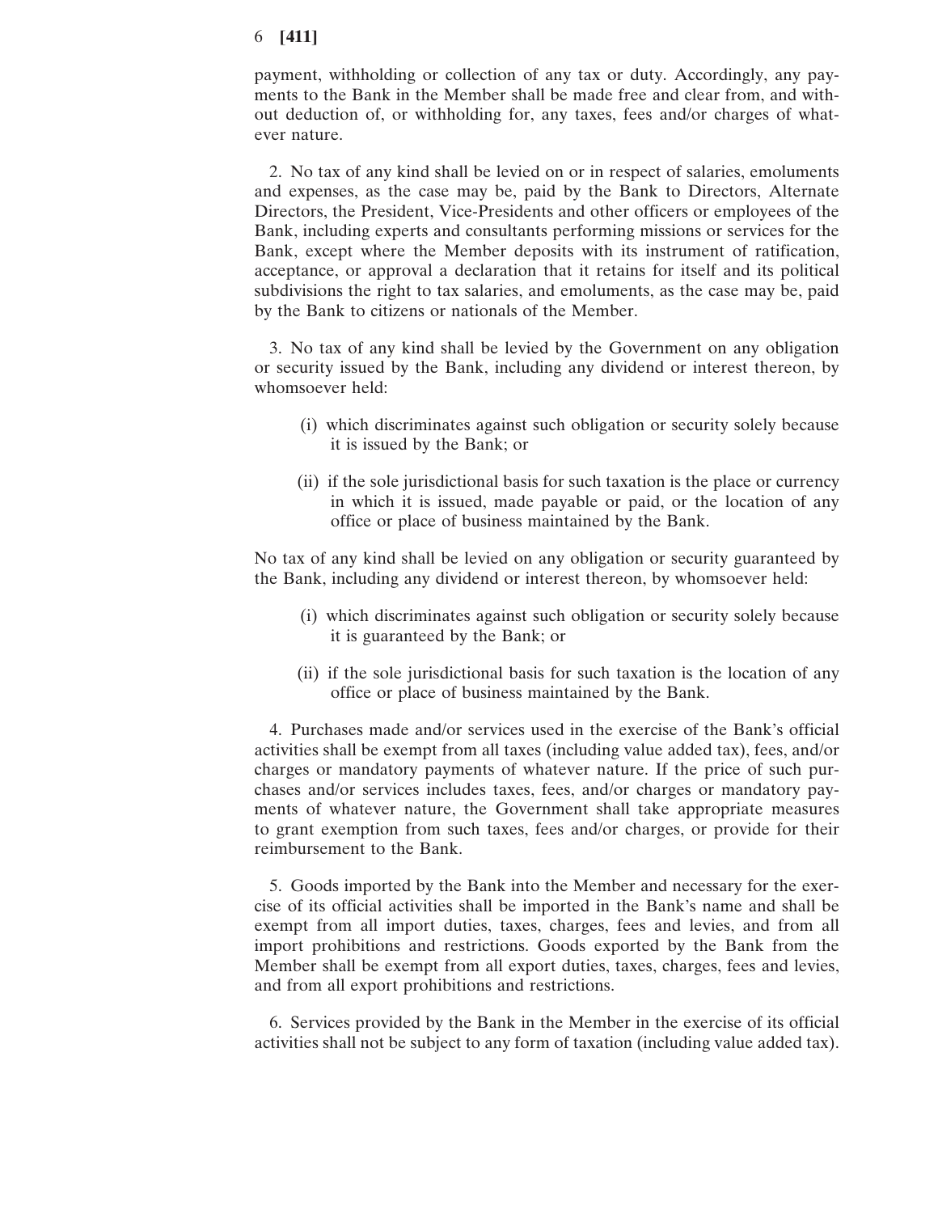payment, withholding or collection of any tax or duty. Accordingly, any payments to the Bank in the Member shall be made free and clear from, and without deduction of, or withholding for, any taxes, fees and/or charges of whatever nature.

2. No tax of any kind shall be levied on or in respect of salaries, emoluments and expenses, as the case may be, paid by the Bank to Directors, Alternate Directors, the President, Vice-Presidents and other officers or employees of the Bank, including experts and consultants performing missions or services for the Bank, except where the Member deposits with its instrument of ratification, acceptance, or approval a declaration that it retains for itself and its political subdivisions the right to tax salaries, and emoluments, as the case may be, paid by the Bank to citizens or nationals of the Member.

3. No tax of any kind shall be levied by the Government on any obligation or security issued by the Bank, including any dividend or interest thereon, by whomsoever held:

(i) which discriminates against such obligation or security solely because it is issued by the Bank; or

(ii) if the sole jurisdictional basis for such taxation is the place or currency in which it is issued, made payable or paid, or the location of any office or place of business maintained by the Bank.

No tax of any kind shall be levied on any obligation or security guaranteed by the Bank, including any dividend or interest thereon, by whomsoever held:

(i) which discriminates against such obligation or security solely because it is guaranteed by the Bank; or

(ii) if the sole jurisdictional basis for such taxation is the location of any office or place of business maintained by the Bank.

4. Purchases made and/or services used in the exercise of the Bank's official activities shall be exempt from all taxes (including value added tax), fees, and/or charges or mandatory payments of whatever nature. If the price of such purchases and/or services includes taxes, fees, and/or charges or mandatory payments of whatever nature, the Government shall take appropriate measures to grant exemption from such taxes, fees and/or charges, or provide for their reimbursement to the Bank.

5. Goods imported by the Bank into the Member and necessary for the exercise of its official activities shall be imported in the Bank's name and shall be exempt from all import duties, taxes, charges, fees and levies, and from all import prohibitions and restrictions. Goods exported by the Bank from the Member shall be exempt from all export duties, taxes, charges, fees and levies, and from all export prohibitions and restrictions.

6. Services provided by the Bank in the Member in the exercise of its official activities shall not be subject to any form of taxation (including value added tax).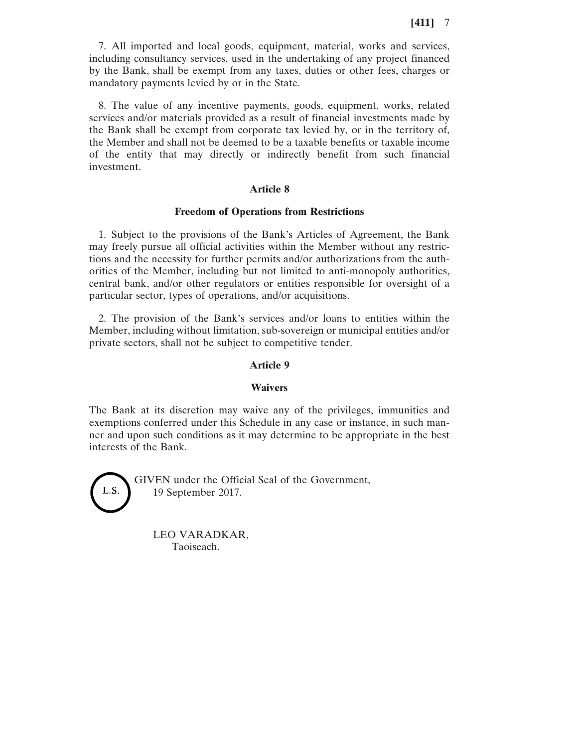7. All imported and local goods, equipment, material, works and services, including consultancy services, used in the undertaking of any project financed by the Bank, shall be exempt from any taxes, duties or other fees, charges or mandatory payments levied by or in the State.

8. The value of any incentive payments, goods, equipment, works, related services and/or materials provided as a result of financial investments made by the Bank shall be exempt from corporate tax levied by, or in the territory of, the Member and shall not be deemed to be a taxable benefits or taxable income of the entity that may directly or indirectly benefit from such financial investment.

## Article 8

### Freedom of Operations from Restrictions

1. Subject to the provisions of the Bank's Articles of Agreement, the Bank may freely pursue all official activities within the Member without any restrictions and the necessity for further permits and/or authorizations from the authorities of the Member, including but not limited to anti-monopoly authorities, central bank, and/or other regulators or entities responsible for oversight of a particular sector, types of operations, and/or acquisitions.

2. The provision of the Bank's services and/or loans to entities within the Member, including without limitation, sub-sovereign or municipal entities and/or private sectors, shall not be subject to competitive tender.

## Article 9

### Waivers

The Bank at its discretion may waive any of the privileges, immunities and exemptions conferred under this Schedule in any case or instance, in such manner and upon such conditions as it may determine to be appropriate in the best interests of the Bank.

L.S.

GIVEN under the Official Seal of the Government,
19 September 2017.

LEO VARADKAR,
Taoiseach.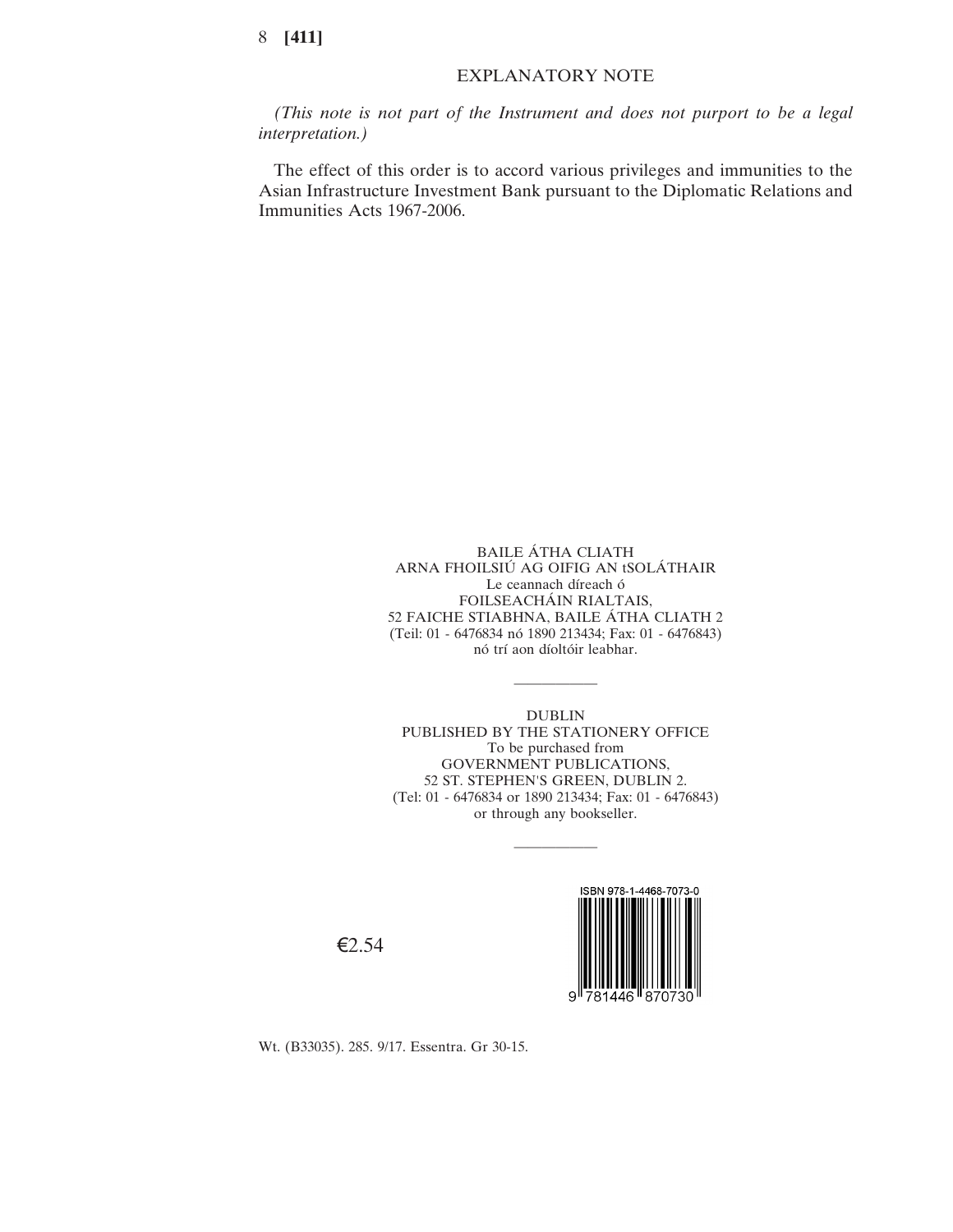## EXPLANATORY NOTE

*(This note is not part of the Instrument and does not purport to be a legal interpretation.)*

The effect of this order is to accord various privileges and immunities to the Asian Infrastructure Investment Bank pursuant to the Diplomatic Relations and Immunities Acts 1967-2006.

BAILE ÁTHA CLIATH
ARNA FHOILSIÚ AG OIFIG AN tSOLÁTHAIR
Le ceannach díreach ó
FOILSEACHÁIN RIALTAIS,
52 FAICHE STIABHNA, BAILE ÁTHA CLIATH 2
(Teil: 01 - 6476834 nó 1890 213434; Fax: 01 - 6476843)
nó trí aon díoltóir leabhar.

---

DUBLIN
PUBLISHED BY THE STATIONERY OFFICE
To be purchased from
GOVERNMENT PUBLICATIONS,
52 ST. STEPHEN'S GREEN, DUBLIN 2.
(Tel: 01 - 6476834 or 1890 213434; Fax: 01 - 6476843)
or through any bookseller.

---

€2.54

ISBN 978-1-4468-7073-0

9 781446 870730

Wt. (B33035). 285. 9/17. Essentra. Gr 30-15.